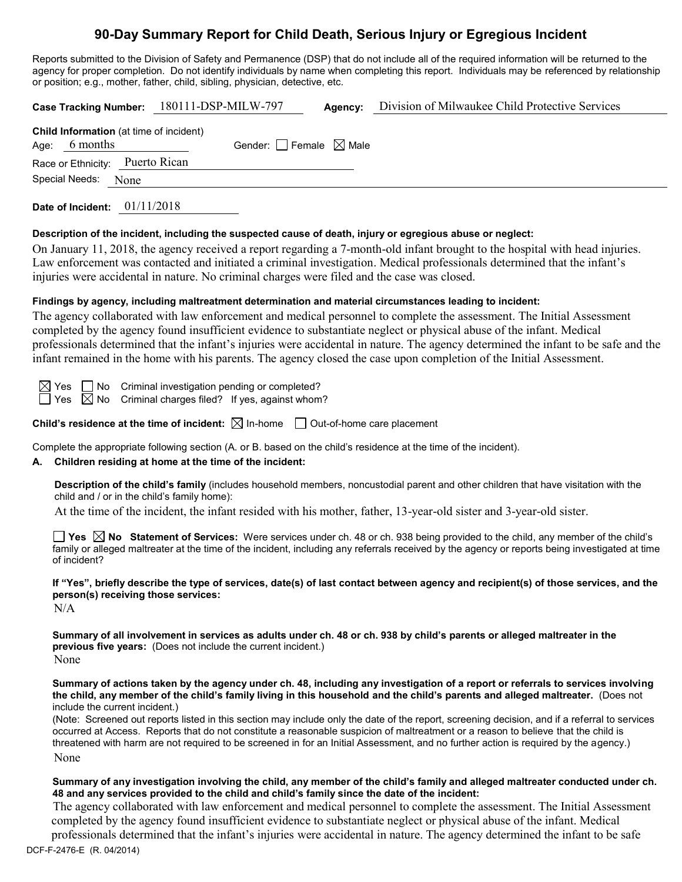# 90-Day Summary Report for Child Death, Serious Injury or Egregious Incident

Reports submitted to the Division of Safety and Permanence (DSP) that do not include all of the required information will be returned to the agency for proper completion. Do not identify individuals by name when completing this report. Individuals may be referenced by relationship or position; e.g., mother, father, child, sibling, physician, detective, etc.

**Case Tracking Number:** 180111-DSP-MILW-797 **Agency:** Division of Milwaukee Child Protective Services

**Child Information** (at time of incident)

Age: 6 months Gender: ☐ Female ☒ Male

Race or Ethnicity: Puerto Rican

Special Needs: None

**Date of Incident:** 01/11/2018

**Description of the incident, including the suspected cause of death, injury or egregious abuse or neglect:**

On January 11, 2018, the agency received a report regarding a 7-month-old infant brought to the hospital with head injuries. Law enforcement was contacted and initiated a criminal investigation. Medical professionals determined that the infant's injuries were accidental in nature. No criminal charges were filed and the case was closed.

**Findings by agency, including maltreatment determination and material circumstances leading to incident:**

The agency collaborated with law enforcement and medical personnel to complete the assessment. The Initial Assessment completed by the agency found insufficient evidence to substantiate neglect or physical abuse of the infant. Medical professionals determined that the infant's injuries were accidental in nature. The agency determined the infant to be safe and the infant remained in the home with his parents. The agency closed the case upon completion of the Initial Assessment.

☒ Yes ☐ No Criminal investigation pending or completed?

☐ Yes ☒ No Criminal charges filed? If yes, against whom?

**Child's residence at the time of incident:** ☒ In-home ☐ Out-of-home care placement

Complete the appropriate following section (A. or B. based on the child's residence at the time of the incident).

**A. Children residing at home at the time of the incident:**

**Description of the child's family** (includes household members, noncustodial parent and other children that have visitation with the child and / or in the child's family home):

At the time of the incident, the infant resided with his mother, father, 13-year-old sister and 3-year-old sister.

☐ **Yes** ☒ **No Statement of Services:** Were services under ch. 48 or ch. 938 being provided to the child, any member of the child's family or alleged maltreater at the time of the incident, including any referrals received by the agency or reports being investigated at time of incident?

**If "Yes", briefly describe the type of services, date(s) of last contact between agency and recipient(s) of those services, and the person(s) receiving those services:**

N/A

**Summary of all involvement in services as adults under ch. 48 or ch. 938 by child's parents or alleged maltreater in the previous five years:** (Does not include the current incident.)

None

**Summary of actions taken by the agency under ch. 48, including any investigation of a report or referrals to services involving the child, any member of the child's family living in this household and the child's parents and alleged maltreater.** (Does not include the current incident.)

(Note: Screened out reports listed in this section may include only the date of the report, screening decision, and if a referral to services occurred at Access. Reports that do not constitute a reasonable suspicion of maltreatment or a reason to believe that the child is threatened with harm are not required to be screened in for an Initial Assessment, and no further action is required by the agency.)

None

**Summary of any investigation involving the child, any member of the child's family and alleged maltreater conducted under ch. 48 and any services provided to the child and child's family since the date of the incident:**

The agency collaborated with law enforcement and medical personnel to complete the assessment. The Initial Assessment completed by the agency found insufficient evidence to substantiate neglect or physical abuse of the infant. Medical professionals determined that the infant's injuries were accidental in nature. The agency determined the infant to be safe

DCF-F-2476-E (R. 04/2014)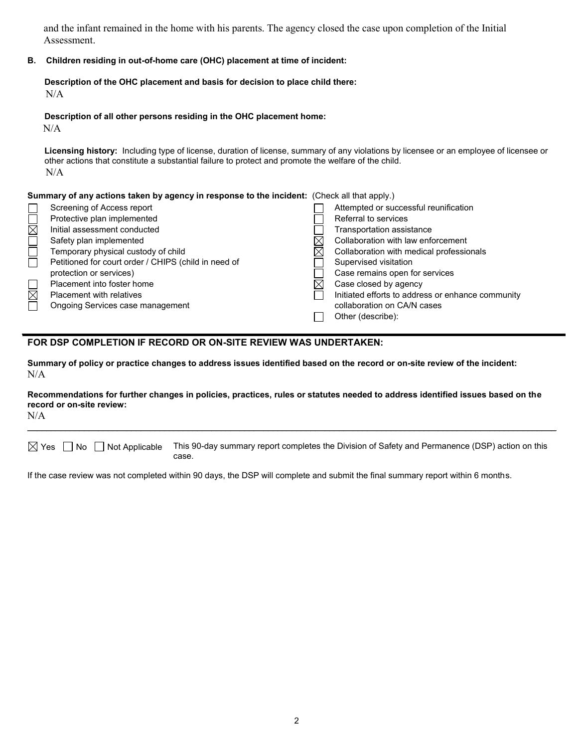and the infant remained in the home with his parents. The agency closed the case upon completion of the Initial Assessment.

**B. Children residing in out-of-home care (OHC) placement at time of incident:**

**Description of the OHC placement and basis for decision to place child there:**
N/A

**Description of all other persons residing in the OHC placement home:**
N/A

**Licensing history:** Including type of license, duration of license, summary of any violations by licensee or an employee of licensee or other actions that constitute a substantial failure to protect and promote the welfare of the child.
N/A

**Summary of any actions taken by agency in response to the incident:** (Check all that apply.)

- ☐ Screening of Access report
- ☐ Protective plan implemented
- ☒ Initial assessment conducted
- ☐ Safety plan implemented
- ☐ Temporary physical custody of child
- ☐ Petitioned for court order / CHIPS (child in need of protection or services)
- ☐ Placement into foster home
- ☒ Placement with relatives
- ☐ Ongoing Services case management
- ☐ Attempted or successful reunification
- ☐ Referral to services
- ☐ Transportation assistance
- ☒ Collaboration with law enforcement
- ☒ Collaboration with medical professionals
- ☐ Supervised visitation
- ☐ Case remains open for services
- ☒ Case closed by agency
- ☐ Initiated efforts to address or enhance community collaboration on CA/N cases
- ☐ Other (describe):

## FOR DSP COMPLETION IF RECORD OR ON-SITE REVIEW WAS UNDERTAKEN:

**Summary of policy or practice changes to address issues identified based on the record or on-site review of the incident:**
N/A

**Recommendations for further changes in policies, practices, rules or statutes needed to address identified issues based on the record or on-site review:**
N/A

---

☒ Yes ☐ No ☐ Not Applicable This 90-day summary report completes the Division of Safety and Permanence (DSP) action on this case.

If the case review was not completed within 90 days, the DSP will complete and submit the final summary report within 6 months.